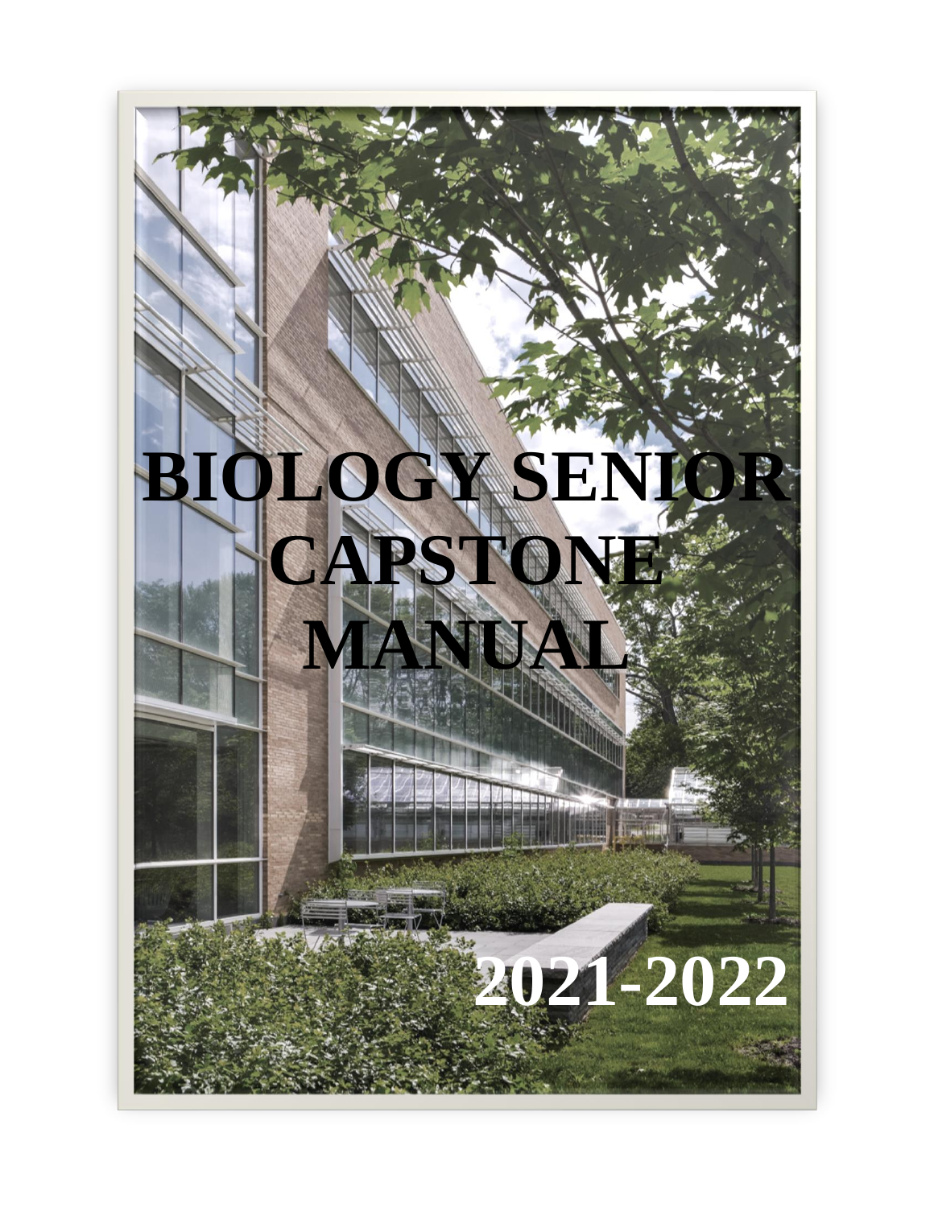# BIOLOGY SENIOR CAPSTONE MANUAL

**2021-2022**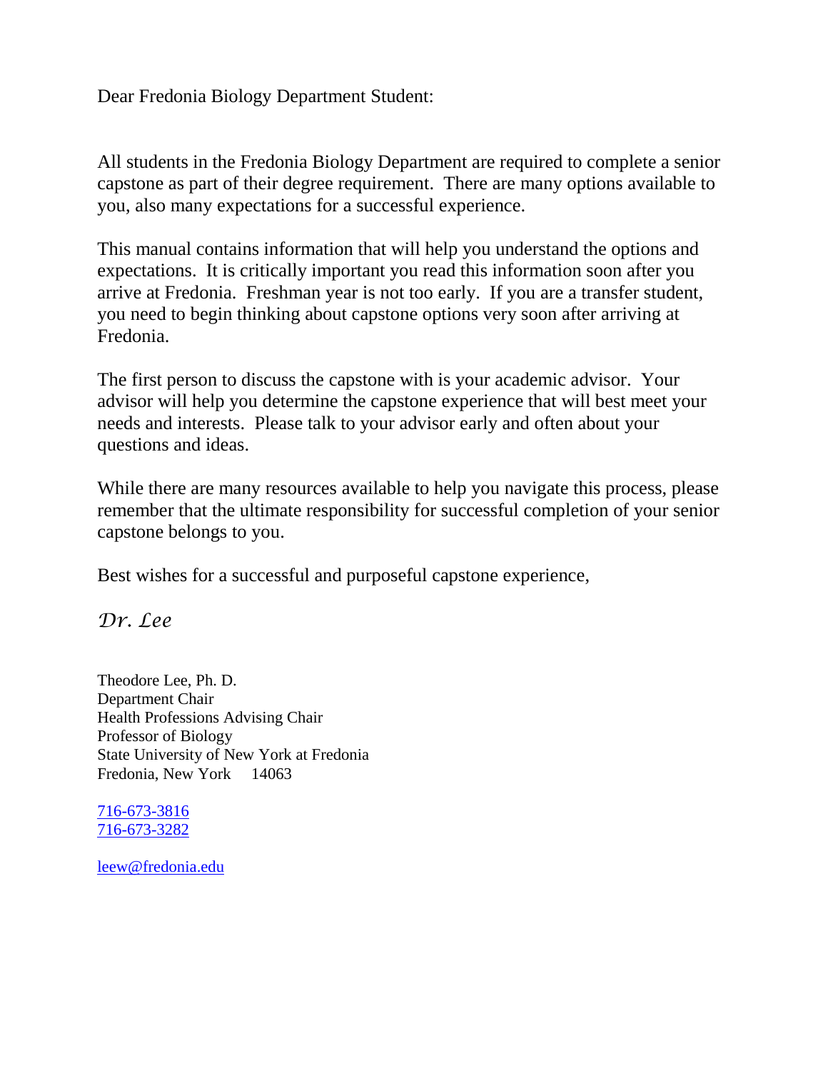Dear Fredonia Biology Department Student:

All students in the Fredonia Biology Department are required to complete a senior capstone as part of their degree requirement. There are many options available to you, also many expectations for a successful experience.

This manual contains information that will help you understand the options and expectations. It is critically important you read this information soon after you arrive at Fredonia. Freshman year is not too early. If you are a transfer student, you need to begin thinking about capstone options very soon after arriving at Fredonia.

The first person to discuss the capstone with is your academic advisor. Your advisor will help you determine the capstone experience that will best meet your needs and interests. Please talk to your advisor early and often about your questions and ideas.

While there are many resources available to help you navigate this process, please remember that the ultimate responsibility for successful completion of your senior capstone belongs to you.

Best wishes for a successful and purposeful capstone experience,

*Dr. Lee*

Theodore Lee, Ph. D.
Department Chair
Health Professions Advising Chair
Professor of Biology
State University of New York at Fredonia
Fredonia, New York 14063

716-673-3816
716-673-3282

leew@fredonia.edu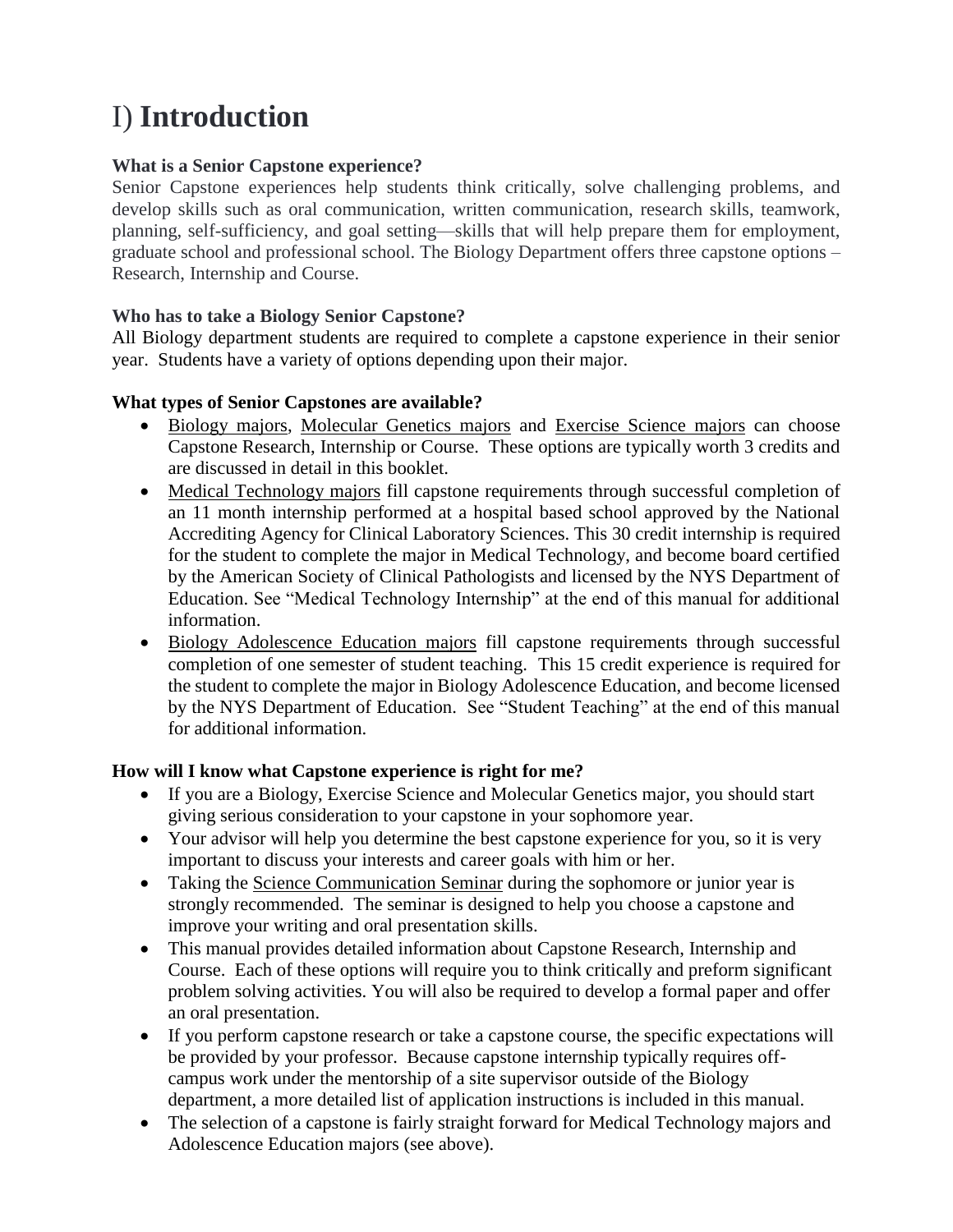# I) **Introduction**

**What is a Senior Capstone experience?**
Senior Capstone experiences help students think critically, solve challenging problems, and develop skills such as oral communication, written communication, research skills, teamwork, planning, self-sufficiency, and goal setting—skills that will help prepare them for employment, graduate school and professional school. The Biology Department offers three capstone options – Research, Internship and Course.

**Who has to take a Biology Senior Capstone?**
All Biology department students are required to complete a capstone experience in their senior year. Students have a variety of options depending upon their major.

**What types of Senior Capstones are available?**

- Biology majors, Molecular Genetics majors and Exercise Science majors can choose Capstone Research, Internship or Course. These options are typically worth 3 credits and are discussed in detail in this booklet.
- Medical Technology majors fill capstone requirements through successful completion of an 11 month internship performed at a hospital based school approved by the National Accrediting Agency for Clinical Laboratory Sciences. This 30 credit internship is required for the student to complete the major in Medical Technology, and become board certified by the American Society of Clinical Pathologists and licensed by the NYS Department of Education. See "Medical Technology Internship" at the end of this manual for additional information.
- Biology Adolescence Education majors fill capstone requirements through successful completion of one semester of student teaching. This 15 credit experience is required for the student to complete the major in Biology Adolescence Education, and become licensed by the NYS Department of Education. See "Student Teaching" at the end of this manual for additional information.

**How will I know what Capstone experience is right for me?**

- If you are a Biology, Exercise Science and Molecular Genetics major, you should start giving serious consideration to your capstone in your sophomore year.
- Your advisor will help you determine the best capstone experience for you, so it is very important to discuss your interests and career goals with him or her.
- Taking the Science Communication Seminar during the sophomore or junior year is strongly recommended. The seminar is designed to help you choose a capstone and improve your writing and oral presentation skills.
- This manual provides detailed information about Capstone Research, Internship and Course. Each of these options will require you to think critically and preform significant problem solving activities. You will also be required to develop a formal paper and offer an oral presentation.
- If you perform capstone research or take a capstone course, the specific expectations will be provided by your professor. Because capstone internship typically requires off-campus work under the mentorship of a site supervisor outside of the Biology department, a more detailed list of application instructions is included in this manual.
- The selection of a capstone is fairly straight forward for Medical Technology majors and Adolescence Education majors (see above).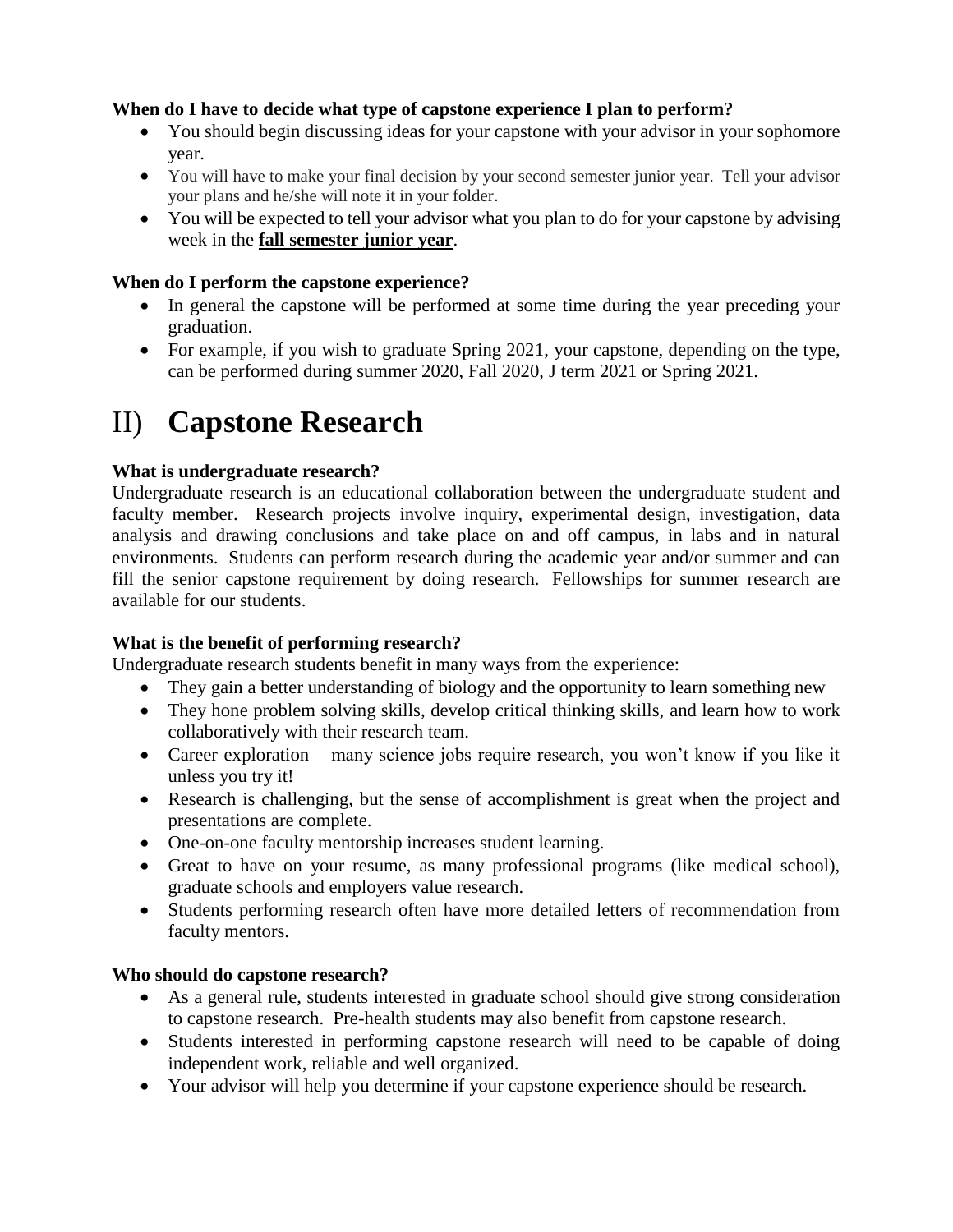**When do I have to decide what type of capstone experience I plan to perform?**

- You should begin discussing ideas for your capstone with your advisor in your sophomore year.
- You will have to make your final decision by your second semester junior year. Tell your advisor your plans and he/she will note it in your folder.
- You will be expected to tell your advisor what you plan to do for your capstone by advising week in the **fall semester junior year**.

**When do I perform the capstone experience?**

- In general the capstone will be performed at some time during the year preceding your graduation.
- For example, if you wish to graduate Spring 2021, your capstone, depending on the type, can be performed during summer 2020, Fall 2020, J term 2021 or Spring 2021.

# II) **Capstone Research**

**What is undergraduate research?**

Undergraduate research is an educational collaboration between the undergraduate student and faculty member. Research projects involve inquiry, experimental design, investigation, data analysis and drawing conclusions and take place on and off campus, in labs and in natural environments. Students can perform research during the academic year and/or summer and can fill the senior capstone requirement by doing research. Fellowships for summer research are available for our students.

**What is the benefit of performing research?**

Undergraduate research students benefit in many ways from the experience:

- They gain a better understanding of biology and the opportunity to learn something new
- They hone problem solving skills, develop critical thinking skills, and learn how to work collaboratively with their research team.
- Career exploration – many science jobs require research, you won't know if you like it unless you try it!
- Research is challenging, but the sense of accomplishment is great when the project and presentations are complete.
- One-on-one faculty mentorship increases student learning.
- Great to have on your resume, as many professional programs (like medical school), graduate schools and employers value research.
- Students performing research often have more detailed letters of recommendation from faculty mentors.

**Who should do capstone research?**

- As a general rule, students interested in graduate school should give strong consideration to capstone research. Pre-health students may also benefit from capstone research.
- Students interested in performing capstone research will need to be capable of doing independent work, reliable and well organized.
- Your advisor will help you determine if your capstone experience should be research.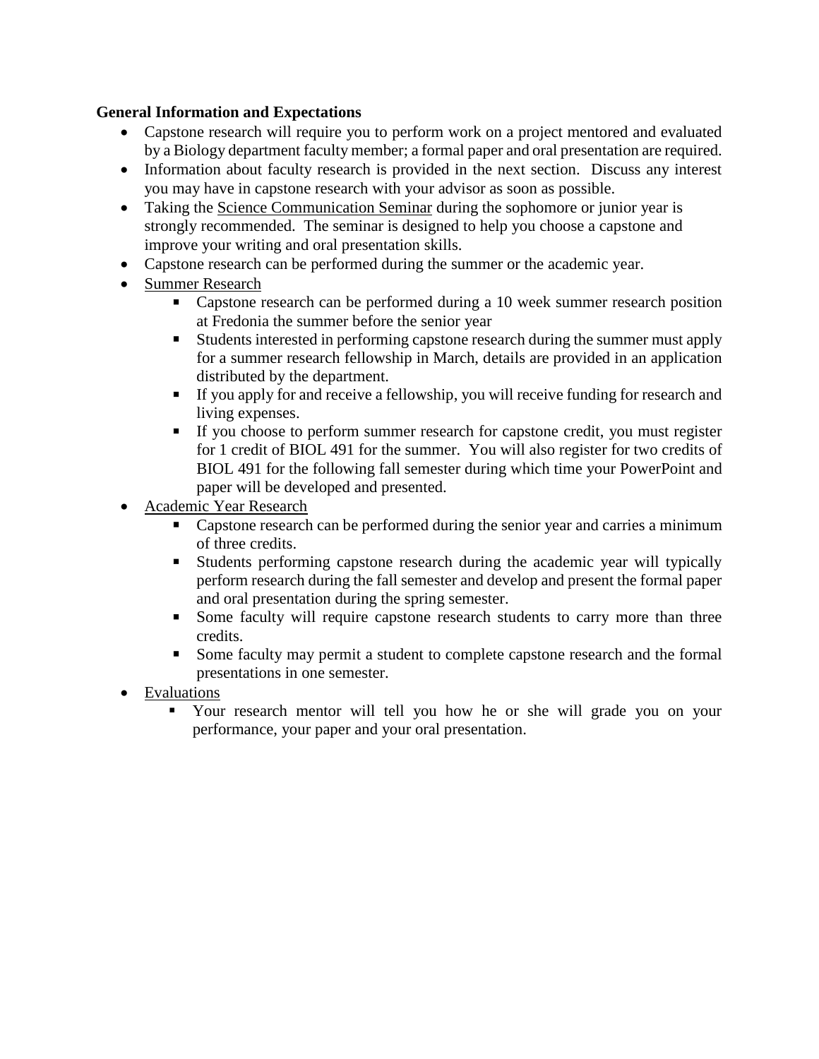**General Information and Expectations**

- Capstone research will require you to perform work on a project mentored and evaluated by a Biology department faculty member; a formal paper and oral presentation are required.
- Information about faculty research is provided in the next section. Discuss any interest you may have in capstone research with your advisor as soon as possible.
- Taking the <u>Science Communication Seminar</u> during the sophomore or junior year is strongly recommended. The seminar is designed to help you choose a capstone and improve your writing and oral presentation skills.
- Capstone research can be performed during the summer or the academic year.
- <u>Summer Research</u>
  - Capstone research can be performed during a 10 week summer research position at Fredonia the summer before the senior year
  - Students interested in performing capstone research during the summer must apply for a summer research fellowship in March, details are provided in an application distributed by the department.
  - If you apply for and receive a fellowship, you will receive funding for research and living expenses.
  - If you choose to perform summer research for capstone credit, you must register for 1 credit of BIOL 491 for the summer. You will also register for two credits of BIOL 491 for the following fall semester during which time your PowerPoint and paper will be developed and presented.
- <u>Academic Year Research</u>
  - Capstone research can be performed during the senior year and carries a minimum of three credits.
  - Students performing capstone research during the academic year will typically perform research during the fall semester and develop and present the formal paper and oral presentation during the spring semester.
  - Some faculty will require capstone research students to carry more than three credits.
  - Some faculty may permit a student to complete capstone research and the formal presentations in one semester.
- <u>Evaluations</u>
  - Your research mentor will tell you how he or she will grade you on your performance, your paper and your oral presentation.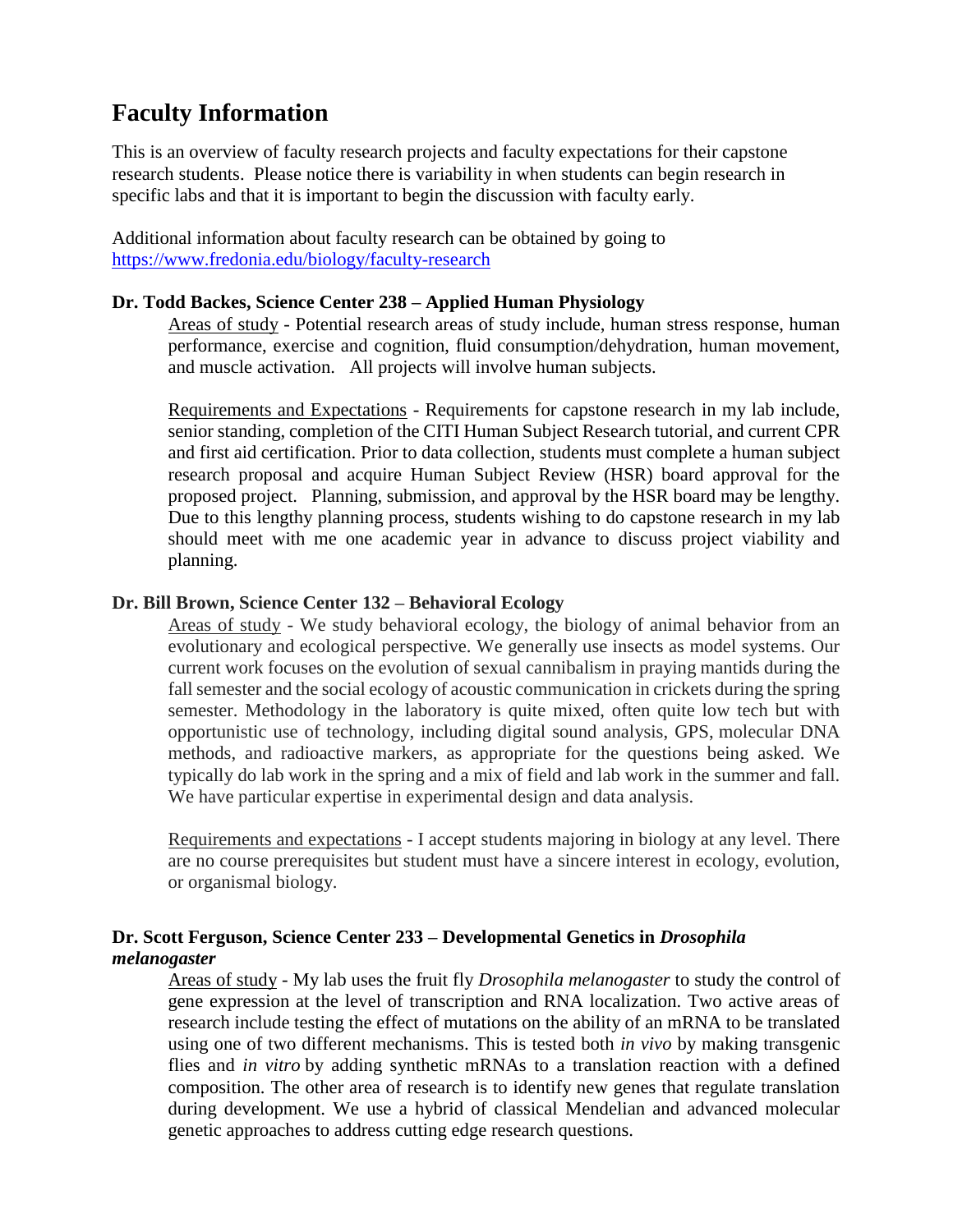# Faculty Information

This is an overview of faculty research projects and faculty expectations for their capstone research students. Please notice there is variability in when students can begin research in specific labs and that it is important to begin the discussion with faculty early.

Additional information about faculty research can be obtained by going to [https://www.fredonia.edu/biology/faculty-research](https://www.fredonia.edu/biology/faculty-research)

**Dr. Todd Backes, Science Center 238 – Applied Human Physiology**

Areas of study - Potential research areas of study include, human stress response, human performance, exercise and cognition, fluid consumption/dehydration, human movement, and muscle activation. All projects will involve human subjects.

Requirements and Expectations - Requirements for capstone research in my lab include, senior standing, completion of the CITI Human Subject Research tutorial, and current CPR and first aid certification. Prior to data collection, students must complete a human subject research proposal and acquire Human Subject Review (HSR) board approval for the proposed project. Planning, submission, and approval by the HSR board may be lengthy. Due to this lengthy planning process, students wishing to do capstone research in my lab should meet with me one academic year in advance to discuss project viability and planning.

**Dr. Bill Brown, Science Center 132 – Behavioral Ecology**

Areas of study - We study behavioral ecology, the biology of animal behavior from an evolutionary and ecological perspective. We generally use insects as model systems. Our current work focuses on the evolution of sexual cannibalism in praying mantids during the fall semester and the social ecology of acoustic communication in crickets during the spring semester. Methodology in the laboratory is quite mixed, often quite low tech but with opportunistic use of technology, including digital sound analysis, GPS, molecular DNA methods, and radioactive markers, as appropriate for the questions being asked. We typically do lab work in the spring and a mix of field and lab work in the summer and fall. We have particular expertise in experimental design and data analysis.

Requirements and expectations - I accept students majoring in biology at any level. There are no course prerequisites but student must have a sincere interest in ecology, evolution, or organismal biology.

**Dr. Scott Ferguson, Science Center 233 – Developmental Genetics in *Drosophila melanogaster***

Areas of study - My lab uses the fruit fly *Drosophila melanogaster* to study the control of gene expression at the level of transcription and RNA localization. Two active areas of research include testing the effect of mutations on the ability of an mRNA to be translated using one of two different mechanisms. This is tested both *in vivo* by making transgenic flies and *in vitro* by adding synthetic mRNAs to a translation reaction with a defined composition. The other area of research is to identify new genes that regulate translation during development. We use a hybrid of classical Mendelian and advanced molecular genetic approaches to address cutting edge research questions.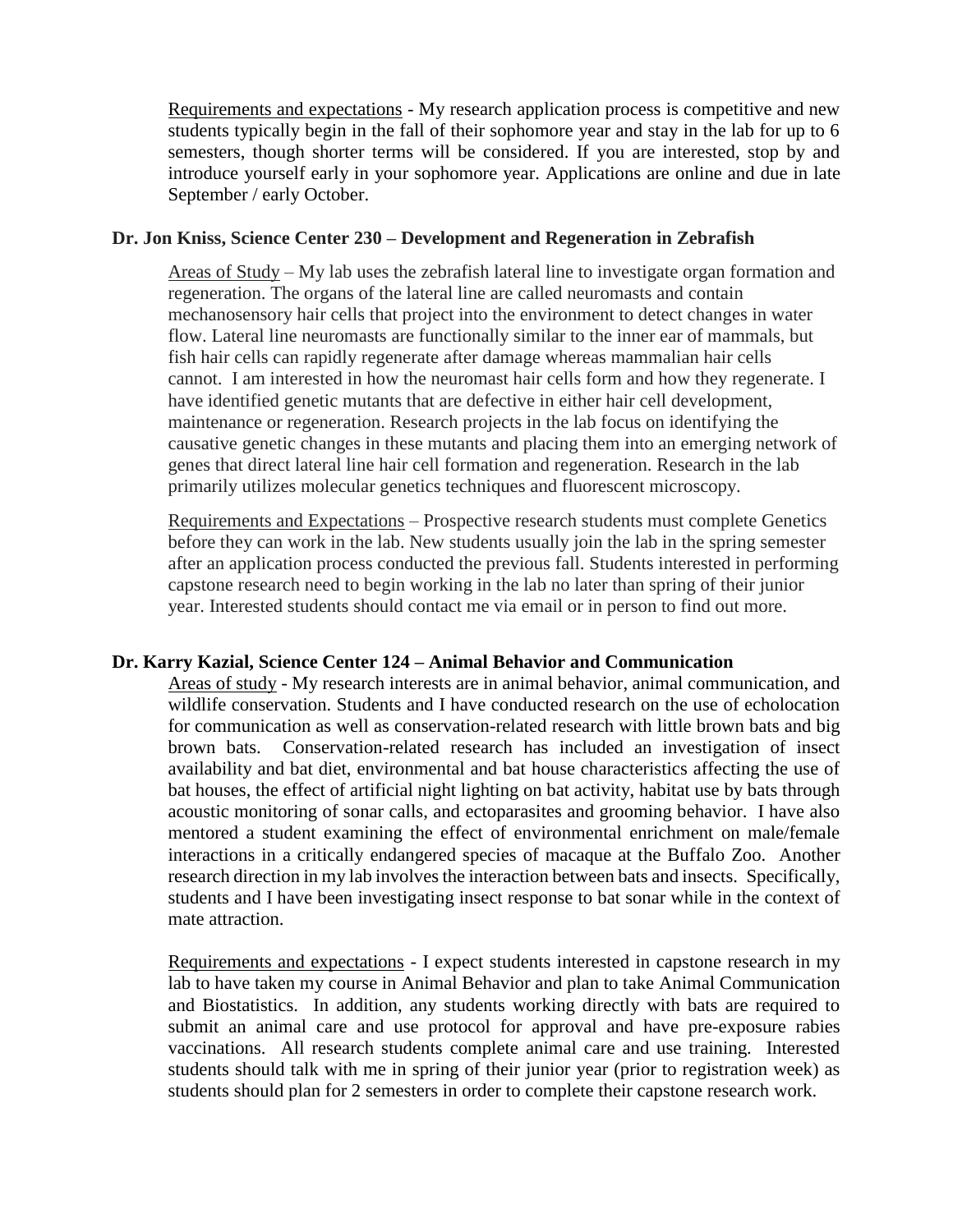Requirements and expectations - My research application process is competitive and new students typically begin in the fall of their sophomore year and stay in the lab for up to 6 semesters, though shorter terms will be considered. If you are interested, stop by and introduce yourself early in your sophomore year. Applications are online and due in late September / early October.

**Dr. Jon Kniss, Science Center 230 – Development and Regeneration in Zebrafish**

Areas of Study – My lab uses the zebrafish lateral line to investigate organ formation and regeneration. The organs of the lateral line are called neuromasts and contain mechanosensory hair cells that project into the environment to detect changes in water flow. Lateral line neuromasts are functionally similar to the inner ear of mammals, but fish hair cells can rapidly regenerate after damage whereas mammalian hair cells cannot. I am interested in how the neuromast hair cells form and how they regenerate. I have identified genetic mutants that are defective in either hair cell development, maintenance or regeneration. Research projects in the lab focus on identifying the causative genetic changes in these mutants and placing them into an emerging network of genes that direct lateral line hair cell formation and regeneration. Research in the lab primarily utilizes molecular genetics techniques and fluorescent microscopy.

Requirements and Expectations – Prospective research students must complete Genetics before they can work in the lab. New students usually join the lab in the spring semester after an application process conducted the previous fall. Students interested in performing capstone research need to begin working in the lab no later than spring of their junior year. Interested students should contact me via email or in person to find out more.

**Dr. Karry Kazial, Science Center 124 – Animal Behavior and Communication**

Areas of study - My research interests are in animal behavior, animal communication, and wildlife conservation. Students and I have conducted research on the use of echolocation for communication as well as conservation-related research with little brown bats and big brown bats. Conservation-related research has included an investigation of insect availability and bat diet, environmental and bat house characteristics affecting the use of bat houses, the effect of artificial night lighting on bat activity, habitat use by bats through acoustic monitoring of sonar calls, and ectoparasites and grooming behavior. I have also mentored a student examining the effect of environmental enrichment on male/female interactions in a critically endangered species of macaque at the Buffalo Zoo. Another research direction in my lab involves the interaction between bats and insects. Specifically, students and I have been investigating insect response to bat sonar while in the context of mate attraction.

Requirements and expectations - I expect students interested in capstone research in my lab to have taken my course in Animal Behavior and plan to take Animal Communication and Biostatistics. In addition, any students working directly with bats are required to submit an animal care and use protocol for approval and have pre-exposure rabies vaccinations. All research students complete animal care and use training. Interested students should talk with me in spring of their junior year (prior to registration week) as students should plan for 2 semesters in order to complete their capstone research work.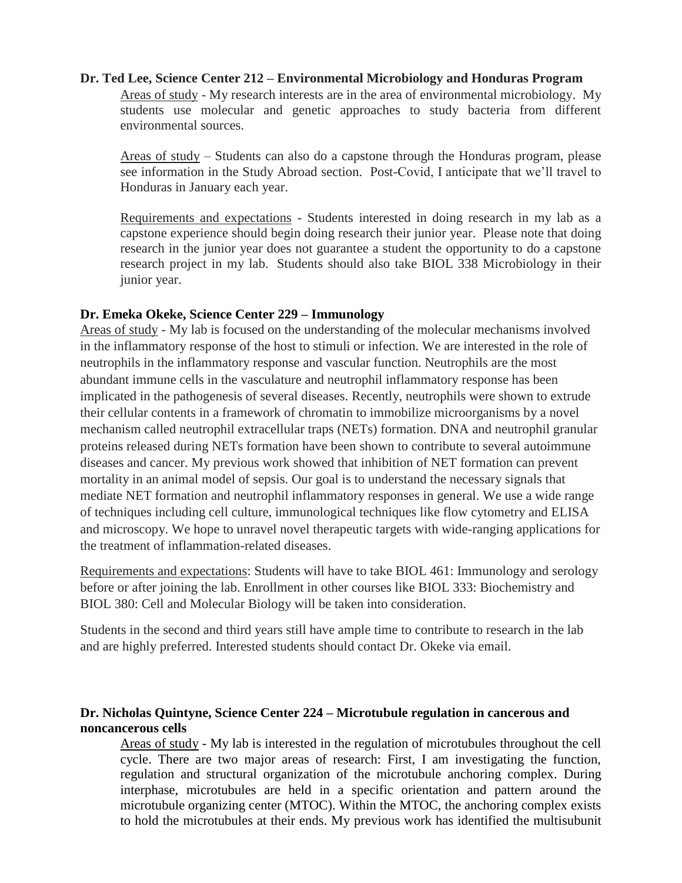**Dr. Ted Lee, Science Center 212 – Environmental Microbiology and Honduras Program**

Areas of study - My research interests are in the area of environmental microbiology. My students use molecular and genetic approaches to study bacteria from different environmental sources.

Areas of study – Students can also do a capstone through the Honduras program, please see information in the Study Abroad section. Post-Covid, I anticipate that we'll travel to Honduras in January each year.

Requirements and expectations - Students interested in doing research in my lab as a capstone experience should begin doing research their junior year. Please note that doing research in the junior year does not guarantee a student the opportunity to do a capstone research project in my lab. Students should also take BIOL 338 Microbiology in their junior year.

**Dr. Emeka Okeke, Science Center 229 – Immunology**

Areas of study - My lab is focused on the understanding of the molecular mechanisms involved in the inflammatory response of the host to stimuli or infection. We are interested in the role of neutrophils in the inflammatory response and vascular function. Neutrophils are the most abundant immune cells in the vasculature and neutrophil inflammatory response has been implicated in the pathogenesis of several diseases. Recently, neutrophils were shown to extrude their cellular contents in a framework of chromatin to immobilize microorganisms by a novel mechanism called neutrophil extracellular traps (NETs) formation. DNA and neutrophil granular proteins released during NETs formation have been shown to contribute to several autoimmune diseases and cancer. My previous work showed that inhibition of NET formation can prevent mortality in an animal model of sepsis. Our goal is to understand the necessary signals that mediate NET formation and neutrophil inflammatory responses in general. We use a wide range of techniques including cell culture, immunological techniques like flow cytometry and ELISA and microscopy. We hope to unravel novel therapeutic targets with wide-ranging applications for the treatment of inflammation-related diseases.

Requirements and expectations: Students will have to take BIOL 461: Immunology and serology before or after joining the lab. Enrollment in other courses like BIOL 333: Biochemistry and BIOL 380: Cell and Molecular Biology will be taken into consideration.

Students in the second and third years still have ample time to contribute to research in the lab and are highly preferred. Interested students should contact Dr. Okeke via email.

**Dr. Nicholas Quintyne, Science Center 224 – Microtubule regulation in cancerous and noncancerous cells**

Areas of study - My lab is interested in the regulation of microtubules throughout the cell cycle. There are two major areas of research: First, I am investigating the function, regulation and structural organization of the microtubule anchoring complex. During interphase, microtubules are held in a specific orientation and pattern around the microtubule organizing center (MTOC). Within the MTOC, the anchoring complex exists to hold the microtubules at their ends. My previous work has identified the multisubunit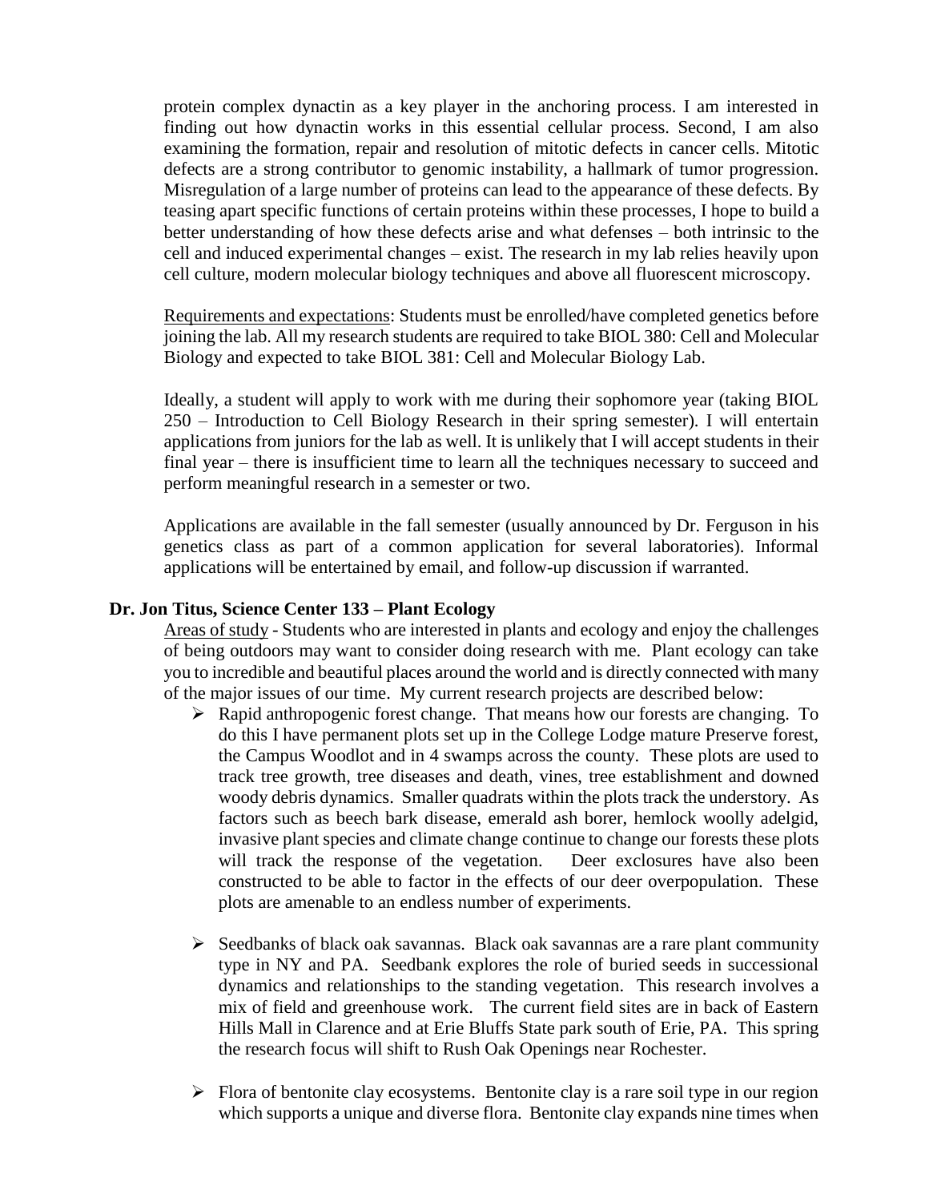protein complex dynactin as a key player in the anchoring process. I am interested in finding out how dynactin works in this essential cellular process. Second, I am also examining the formation, repair and resolution of mitotic defects in cancer cells. Mitotic defects are a strong contributor to genomic instability, a hallmark of tumor progression. Misregulation of a large number of proteins can lead to the appearance of these defects. By teasing apart specific functions of certain proteins within these processes, I hope to build a better understanding of how these defects arise and what defenses – both intrinsic to the cell and induced experimental changes – exist. The research in my lab relies heavily upon cell culture, modern molecular biology techniques and above all fluorescent microscopy.

Requirements and expectations: Students must be enrolled/have completed genetics before joining the lab. All my research students are required to take BIOL 380: Cell and Molecular Biology and expected to take BIOL 381: Cell and Molecular Biology Lab.

Ideally, a student will apply to work with me during their sophomore year (taking BIOL 250 – Introduction to Cell Biology Research in their spring semester). I will entertain applications from juniors for the lab as well. It is unlikely that I will accept students in their final year – there is insufficient time to learn all the techniques necessary to succeed and perform meaningful research in a semester or two.

Applications are available in the fall semester (usually announced by Dr. Ferguson in his genetics class as part of a common application for several laboratories). Informal applications will be entertained by email, and follow-up discussion if warranted.

**Dr. Jon Titus, Science Center 133 – Plant Ecology**

Areas of study - Students who are interested in plants and ecology and enjoy the challenges of being outdoors may want to consider doing research with me. Plant ecology can take you to incredible and beautiful places around the world and is directly connected with many of the major issues of our time. My current research projects are described below:

- Rapid anthropogenic forest change. That means how our forests are changing. To do this I have permanent plots set up in the College Lodge mature Preserve forest, the Campus Woodlot and in 4 swamps across the county. These plots are used to track tree growth, tree diseases and death, vines, tree establishment and downed woody debris dynamics. Smaller quadrats within the plots track the understory. As factors such as beech bark disease, emerald ash borer, hemlock woolly adelgid, invasive plant species and climate change continue to change our forests these plots will track the response of the vegetation. Deer exclosures have also been constructed to be able to factor in the effects of our deer overpopulation. These plots are amenable to an endless number of experiments.

- Seedbanks of black oak savannas. Black oak savannas are a rare plant community type in NY and PA. Seedbank explores the role of buried seeds in successional dynamics and relationships to the standing vegetation. This research involves a mix of field and greenhouse work. The current field sites are in back of Eastern Hills Mall in Clarence and at Erie Bluffs State park south of Erie, PA. This spring the research focus will shift to Rush Oak Openings near Rochester.

- Flora of bentonite clay ecosystems. Bentonite clay is a rare soil type in our region which supports a unique and diverse flora. Bentonite clay expands nine times when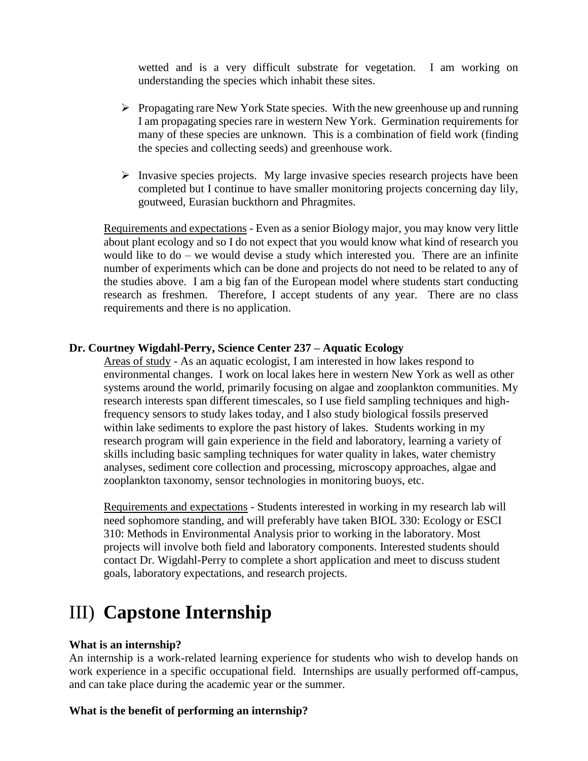wetted and is a very difficult substrate for vegetation. I am working on understanding the species which inhabit these sites.

- Propagating rare New York State species. With the new greenhouse up and running I am propagating species rare in western New York. Germination requirements for many of these species are unknown. This is a combination of field work (finding the species and collecting seeds) and greenhouse work.

- Invasive species projects. My large invasive species research projects have been completed but I continue to have smaller monitoring projects concerning day lily, goutweed, Eurasian buckthorn and Phragmites.

Requirements and expectations - Even as a senior Biology major, you may know very little about plant ecology and so I do not expect that you would know what kind of research you would like to do – we would devise a study which interested you. There are an infinite number of experiments which can be done and projects do not need to be related to any of the studies above. I am a big fan of the European model where students start conducting research as freshmen. Therefore, I accept students of any year. There are no class requirements and there is no application.

**Dr. Courtney Wigdahl-Perry, Science Center 237 – Aquatic Ecology**

Areas of study - As an aquatic ecologist, I am interested in how lakes respond to environmental changes. I work on local lakes here in western New York as well as other systems around the world, primarily focusing on algae and zooplankton communities. My research interests span different timescales, so I use field sampling techniques and high-frequency sensors to study lakes today, and I also study biological fossils preserved within lake sediments to explore the past history of lakes. Students working in my research program will gain experience in the field and laboratory, learning a variety of skills including basic sampling techniques for water quality in lakes, water chemistry analyses, sediment core collection and processing, microscopy approaches, algae and zooplankton taxonomy, sensor technologies in monitoring buoys, etc.

Requirements and expectations - Students interested in working in my research lab will need sophomore standing, and will preferably have taken BIOL 330: Ecology or ESCI 310: Methods in Environmental Analysis prior to working in the laboratory. Most projects will involve both field and laboratory components. Interested students should contact Dr. Wigdahl-Perry to complete a short application and meet to discuss student goals, laboratory expectations, and research projects.

# III) **Capstone Internship**

**What is an internship?**

An internship is a work-related learning experience for students who wish to develop hands on work experience in a specific occupational field. Internships are usually performed off-campus, and can take place during the academic year or the summer.

**What is the benefit of performing an internship?**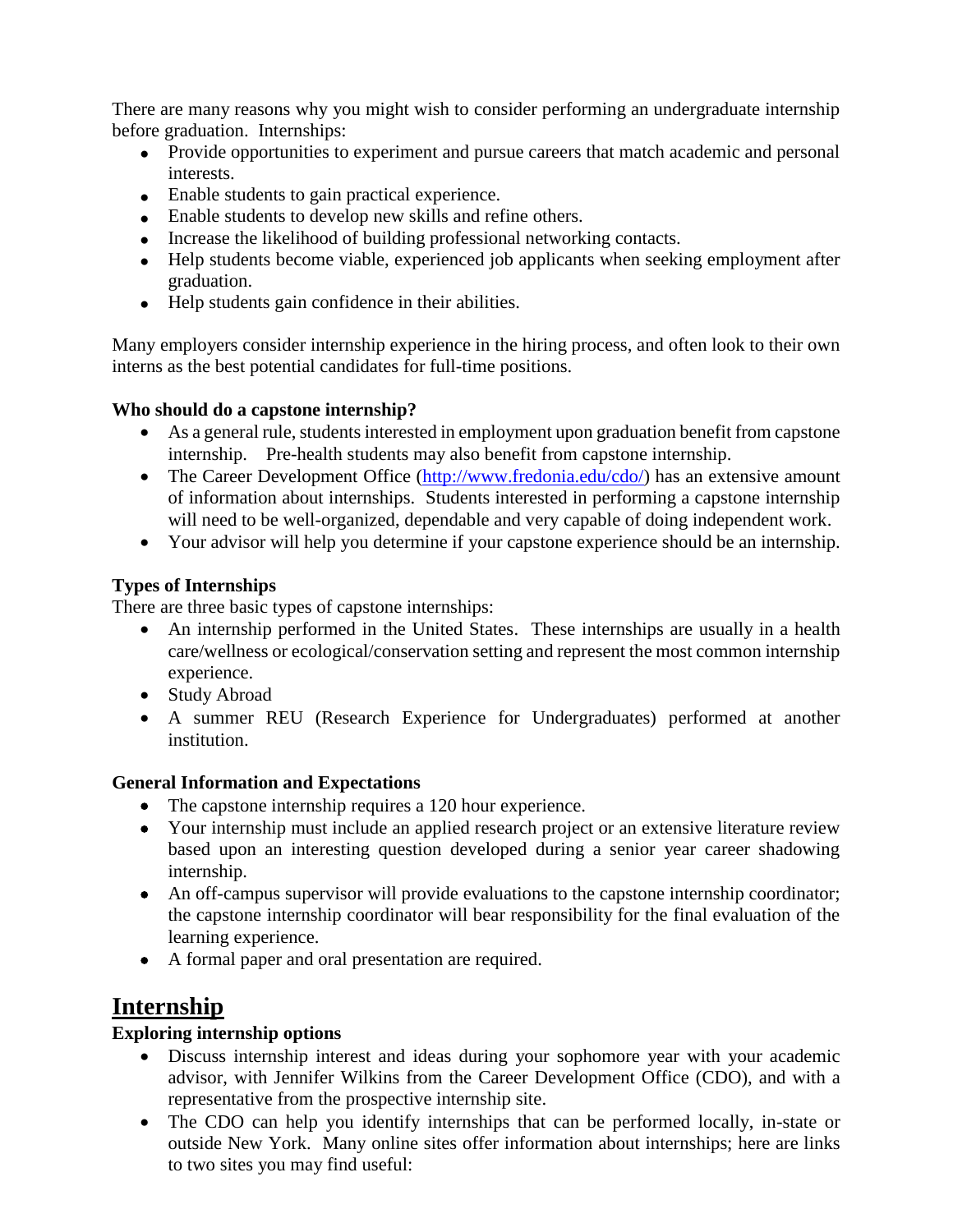There are many reasons why you might wish to consider performing an undergraduate internship before graduation. Internships:

- Provide opportunities to experiment and pursue careers that match academic and personal interests.
- Enable students to gain practical experience.
- Enable students to develop new skills and refine others.
- Increase the likelihood of building professional networking contacts.
- Help students become viable, experienced job applicants when seeking employment after graduation.
- Help students gain confidence in their abilities.

Many employers consider internship experience in the hiring process, and often look to their own interns as the best potential candidates for full-time positions.

**Who should do a capstone internship?**

- As a general rule, students interested in employment upon graduation benefit from capstone internship. Pre-health students may also benefit from capstone internship.
- The Career Development Office (http://www.fredonia.edu/cdo/) has an extensive amount of information about internships. Students interested in performing a capstone internship will need to be well-organized, dependable and very capable of doing independent work.
- Your advisor will help you determine if your capstone experience should be an internship.

**Types of Internships**

There are three basic types of capstone internships:

- An internship performed in the United States. These internships are usually in a health care/wellness or ecological/conservation setting and represent the most common internship experience.
- Study Abroad
- A summer REU (Research Experience for Undergraduates) performed at another institution.

**General Information and Expectations**

- The capstone internship requires a 120 hour experience.
- Your internship must include an applied research project or an extensive literature review based upon an interesting question developed during a senior year career shadowing internship.
- An off-campus supervisor will provide evaluations to the capstone internship coordinator; the capstone internship coordinator will bear responsibility for the final evaluation of the learning experience.
- A formal paper and oral presentation are required.

## Internship

**Exploring internship options**

- Discuss internship interest and ideas during your sophomore year with your academic advisor, with Jennifer Wilkins from the Career Development Office (CDO), and with a representative from the prospective internship site.
- The CDO can help you identify internships that can be performed locally, in-state or outside New York. Many online sites offer information about internships; here are links to two sites you may find useful: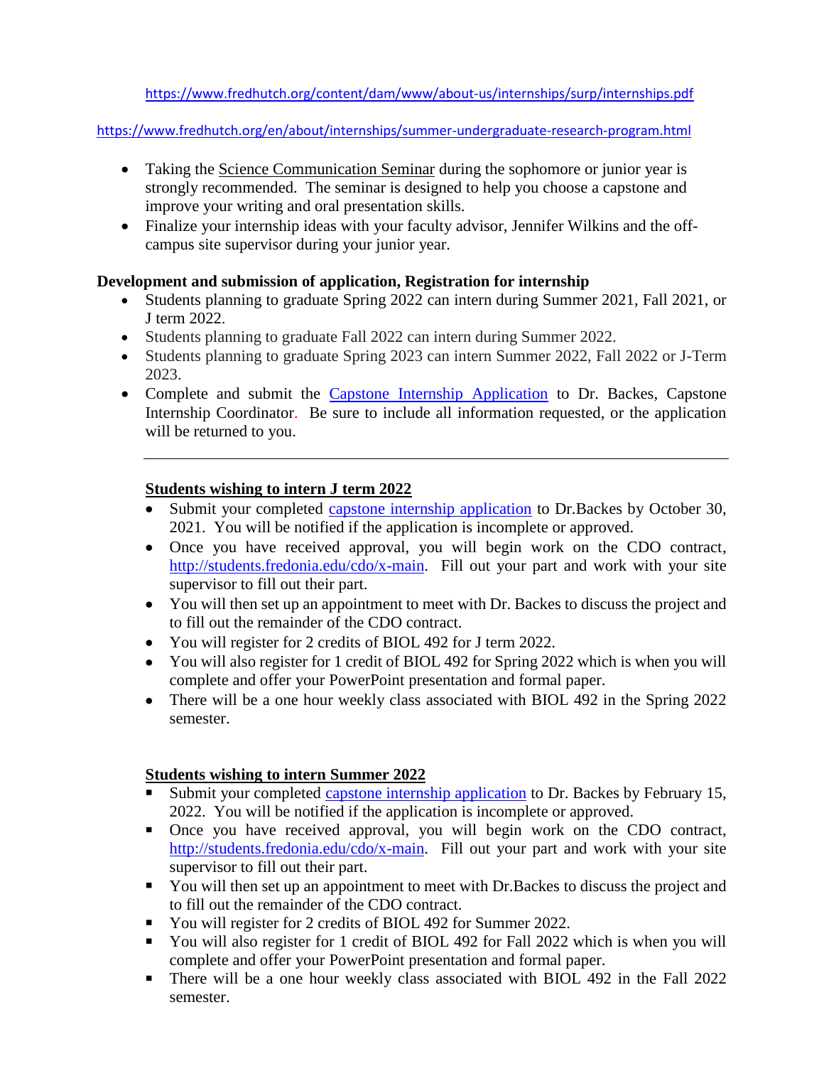https://www.fredhutch.org/content/dam/www/about-us/internships/surp/internships.pdf

https://www.fredhutch.org/en/about/internships/summer-undergraduate-research-program.html

- Taking the Science Communication Seminar during the sophomore or junior year is strongly recommended. The seminar is designed to help you choose a capstone and improve your writing and oral presentation skills.
- Finalize your internship ideas with your faculty advisor, Jennifer Wilkins and the off-campus site supervisor during your junior year.

**Development and submission of application, Registration for internship**

- Students planning to graduate Spring 2022 can intern during Summer 2021, Fall 2021, or J term 2022.
- Students planning to graduate Fall 2022 can intern during Summer 2022.
- Students planning to graduate Spring 2023 can intern Summer 2022, Fall 2022 or J-Term 2023.
- Complete and submit the Capstone Internship Application to Dr. Backes, Capstone Internship Coordinator. Be sure to include all information requested, or the application will be returned to you.

---

**Students wishing to intern J term 2022**

- Submit your completed capstone internship application to Dr.Backes by October 30, 2021. You will be notified if the application is incomplete or approved.
- Once you have received approval, you will begin work on the CDO contract, http://students.fredonia.edu/cdo/x-main. Fill out your part and work with your site supervisor to fill out their part.
- You will then set up an appointment to meet with Dr. Backes to discuss the project and to fill out the remainder of the CDO contract.
- You will register for 2 credits of BIOL 492 for J term 2022.
- You will also register for 1 credit of BIOL 492 for Spring 2022 which is when you will complete and offer your PowerPoint presentation and formal paper.
- There will be a one hour weekly class associated with BIOL 492 in the Spring 2022 semester.

**Students wishing to intern Summer 2022**

- Submit your completed capstone internship application to Dr. Backes by February 15, 2022. You will be notified if the application is incomplete or approved.
- Once you have received approval, you will begin work on the CDO contract, http://students.fredonia.edu/cdo/x-main. Fill out your part and work with your site supervisor to fill out their part.
- You will then set up an appointment to meet with Dr.Backes to discuss the project and to fill out the remainder of the CDO contract.
- You will register for 2 credits of BIOL 492 for Summer 2022.
- You will also register for 1 credit of BIOL 492 for Fall 2022 which is when you will complete and offer your PowerPoint presentation and formal paper.
- There will be a one hour weekly class associated with BIOL 492 in the Fall 2022 semester.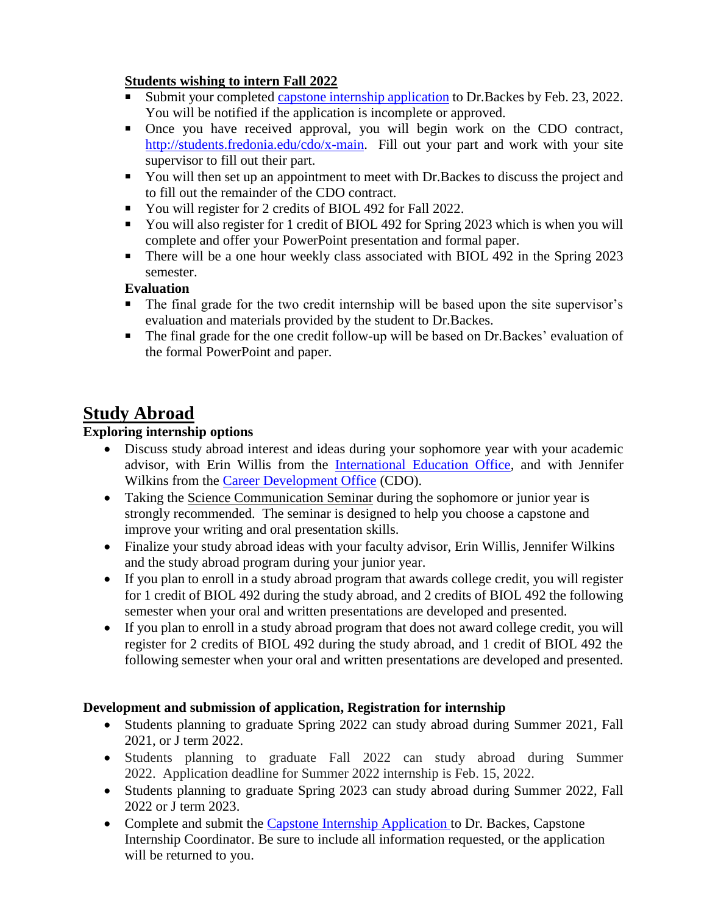**Students wishing to intern Fall 2022**

- Submit your completed [capstone internship application](#) to Dr.Backes by Feb. 23, 2022. You will be notified if the application is incomplete or approved.
- Once you have received approval, you will begin work on the CDO contract, http://students.fredonia.edu/cdo/x-main. Fill out your part and work with your site supervisor to fill out their part.
- You will then set up an appointment to meet with Dr.Backes to discuss the project and to fill out the remainder of the CDO contract.
- You will register for 2 credits of BIOL 492 for Fall 2022.
- You will also register for 1 credit of BIOL 492 for Spring 2023 which is when you will complete and offer your PowerPoint presentation and formal paper.
- There will be a one hour weekly class associated with BIOL 492 in the Spring 2023 semester.

**Evaluation**

- The final grade for the two credit internship will be based upon the site supervisor's evaluation and materials provided by the student to Dr.Backes.
- The final grade for the one credit follow-up will be based on Dr.Backes' evaluation of the formal PowerPoint and paper.

# Study Abroad

**Exploring internship options**

- Discuss study abroad interest and ideas during your sophomore year with your academic advisor, with Erin Willis from the International Education Office, and with Jennifer Wilkins from the Career Development Office (CDO).
- Taking the Science Communication Seminar during the sophomore or junior year is strongly recommended. The seminar is designed to help you choose a capstone and improve your writing and oral presentation skills.
- Finalize your study abroad ideas with your faculty advisor, Erin Willis, Jennifer Wilkins and the study abroad program during your junior year.
- If you plan to enroll in a study abroad program that awards college credit, you will register for 1 credit of BIOL 492 during the study abroad, and 2 credits of BIOL 492 the following semester when your oral and written presentations are developed and presented.
- If you plan to enroll in a study abroad program that does not award college credit, you will register for 2 credits of BIOL 492 during the study abroad, and 1 credit of BIOL 492 the following semester when your oral and written presentations are developed and presented.

**Development and submission of application, Registration for internship**

- Students planning to graduate Spring 2022 can study abroad during Summer 2021, Fall 2021, or J term 2022.
- Students planning to graduate Fall 2022 can study abroad during Summer 2022. Application deadline for Summer 2022 internship is Feb. 15, 2022.
- Students planning to graduate Spring 2023 can study abroad during Summer 2022, Fall 2022 or J term 2023.
- Complete and submit the Capstone Internship Application to Dr. Backes, Capstone Internship Coordinator. Be sure to include all information requested, or the application will be returned to you.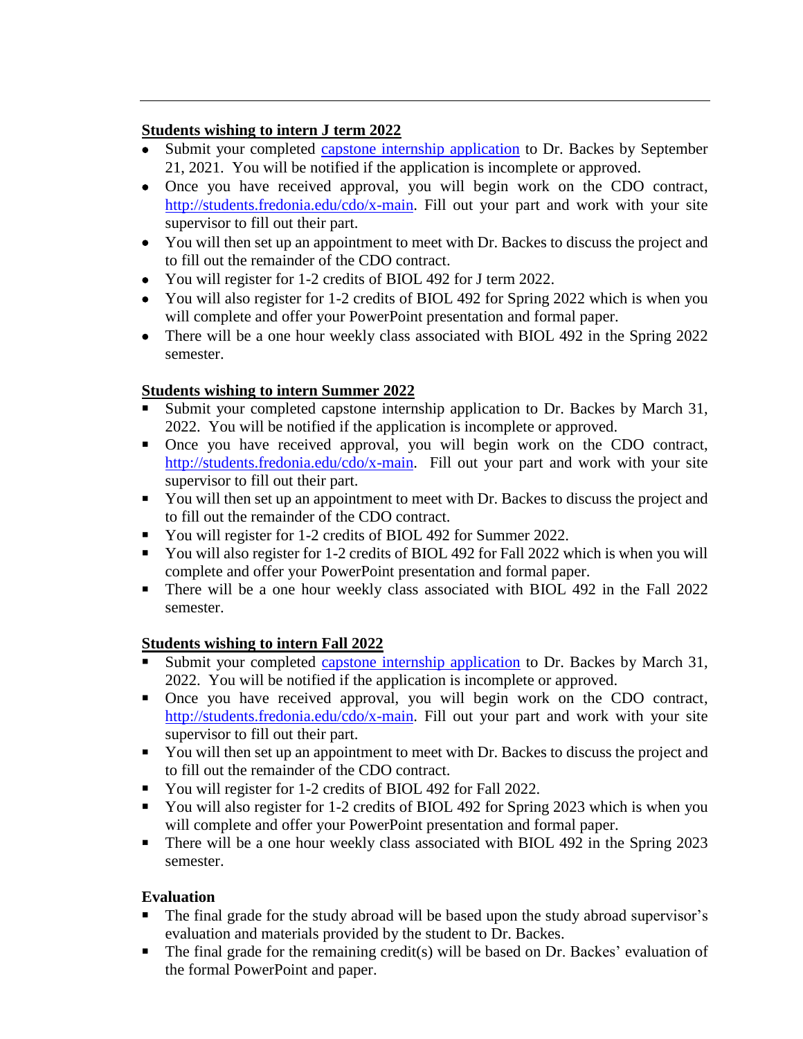---

**Students wishing to intern J term 2022**

- Submit your completed capstone internship application to Dr. Backes by September 21, 2021. You will be notified if the application is incomplete or approved.
- Once you have received approval, you will begin work on the CDO contract, http://students.fredonia.edu/cdo/x-main. Fill out your part and work with your site supervisor to fill out their part.
- You will then set up an appointment to meet with Dr. Backes to discuss the project and to fill out the remainder of the CDO contract.
- You will register for 1-2 credits of BIOL 492 for J term 2022.
- You will also register for 1-2 credits of BIOL 492 for Spring 2022 which is when you will complete and offer your PowerPoint presentation and formal paper.
- There will be a one hour weekly class associated with BIOL 492 in the Spring 2022 semester.

**Students wishing to intern Summer 2022**

- Submit your completed capstone internship application to Dr. Backes by March 31, 2022. You will be notified if the application is incomplete or approved.
- Once you have received approval, you will begin work on the CDO contract, http://students.fredonia.edu/cdo/x-main. Fill out your part and work with your site supervisor to fill out their part.
- You will then set up an appointment to meet with Dr. Backes to discuss the project and to fill out the remainder of the CDO contract.
- You will register for 1-2 credits of BIOL 492 for Summer 2022.
- You will also register for 1-2 credits of BIOL 492 for Fall 2022 which is when you will complete and offer your PowerPoint presentation and formal paper.
- There will be a one hour weekly class associated with BIOL 492 in the Fall 2022 semester.

**Students wishing to intern Fall 2022**

- Submit your completed capstone internship application to Dr. Backes by March 31, 2022. You will be notified if the application is incomplete or approved.
- Once you have received approval, you will begin work on the CDO contract, http://students.fredonia.edu/cdo/x-main. Fill out your part and work with your site supervisor to fill out their part.
- You will then set up an appointment to meet with Dr. Backes to discuss the project and to fill out the remainder of the CDO contract.
- You will register for 1-2 credits of BIOL 492 for Fall 2022.
- You will also register for 1-2 credits of BIOL 492 for Spring 2023 which is when you will complete and offer your PowerPoint presentation and formal paper.
- There will be a one hour weekly class associated with BIOL 492 in the Spring 2023 semester.

**Evaluation**

- The final grade for the study abroad will be based upon the study abroad supervisor's evaluation and materials provided by the student to Dr. Backes.
- The final grade for the remaining credit(s) will be based on Dr. Backes' evaluation of the formal PowerPoint and paper.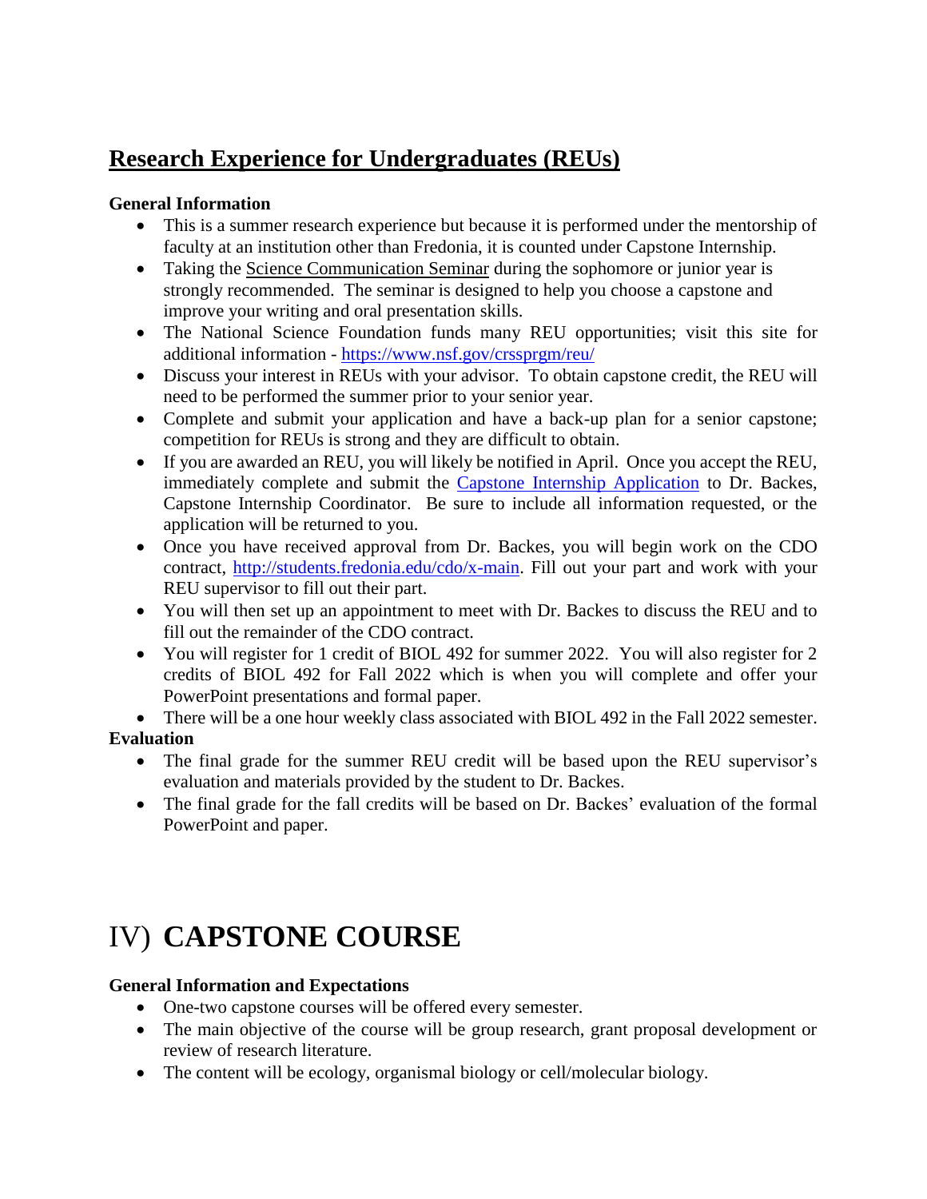## Research Experience for Undergraduates (REUs)

**General Information**

- This is a summer research experience but because it is performed under the mentorship of faculty at an institution other than Fredonia, it is counted under Capstone Internship.
- Taking the Science Communication Seminar during the sophomore or junior year is strongly recommended. The seminar is designed to help you choose a capstone and improve your writing and oral presentation skills.
- The National Science Foundation funds many REU opportunities; visit this site for additional information - https://www.nsf.gov/crssprgm/reu/
- Discuss your interest in REUs with your advisor. To obtain capstone credit, the REU will need to be performed the summer prior to your senior year.
- Complete and submit your application and have a back-up plan for a senior capstone; competition for REUs is strong and they are difficult to obtain.
- If you are awarded an REU, you will likely be notified in April. Once you accept the REU, immediately complete and submit the Capstone Internship Application to Dr. Backes, Capstone Internship Coordinator. Be sure to include all information requested, or the application will be returned to you.
- Once you have received approval from Dr. Backes, you will begin work on the CDO contract, http://students.fredonia.edu/cdo/x-main. Fill out your part and work with your REU supervisor to fill out their part.
- You will then set up an appointment to meet with Dr. Backes to discuss the REU and to fill out the remainder of the CDO contract.
- You will register for 1 credit of BIOL 492 for summer 2022. You will also register for 2 credits of BIOL 492 for Fall 2022 which is when you will complete and offer your PowerPoint presentations and formal paper.
- There will be a one hour weekly class associated with BIOL 492 in the Fall 2022 semester.

**Evaluation**

- The final grade for the summer REU credit will be based upon the REU supervisor's evaluation and materials provided by the student to Dr. Backes.
- The final grade for the fall credits will be based on Dr. Backes' evaluation of the formal PowerPoint and paper.

# IV) CAPSTONE COURSE

**General Information and Expectations**

- One-two capstone courses will be offered every semester.
- The main objective of the course will be group research, grant proposal development or review of research literature.
- The content will be ecology, organismal biology or cell/molecular biology.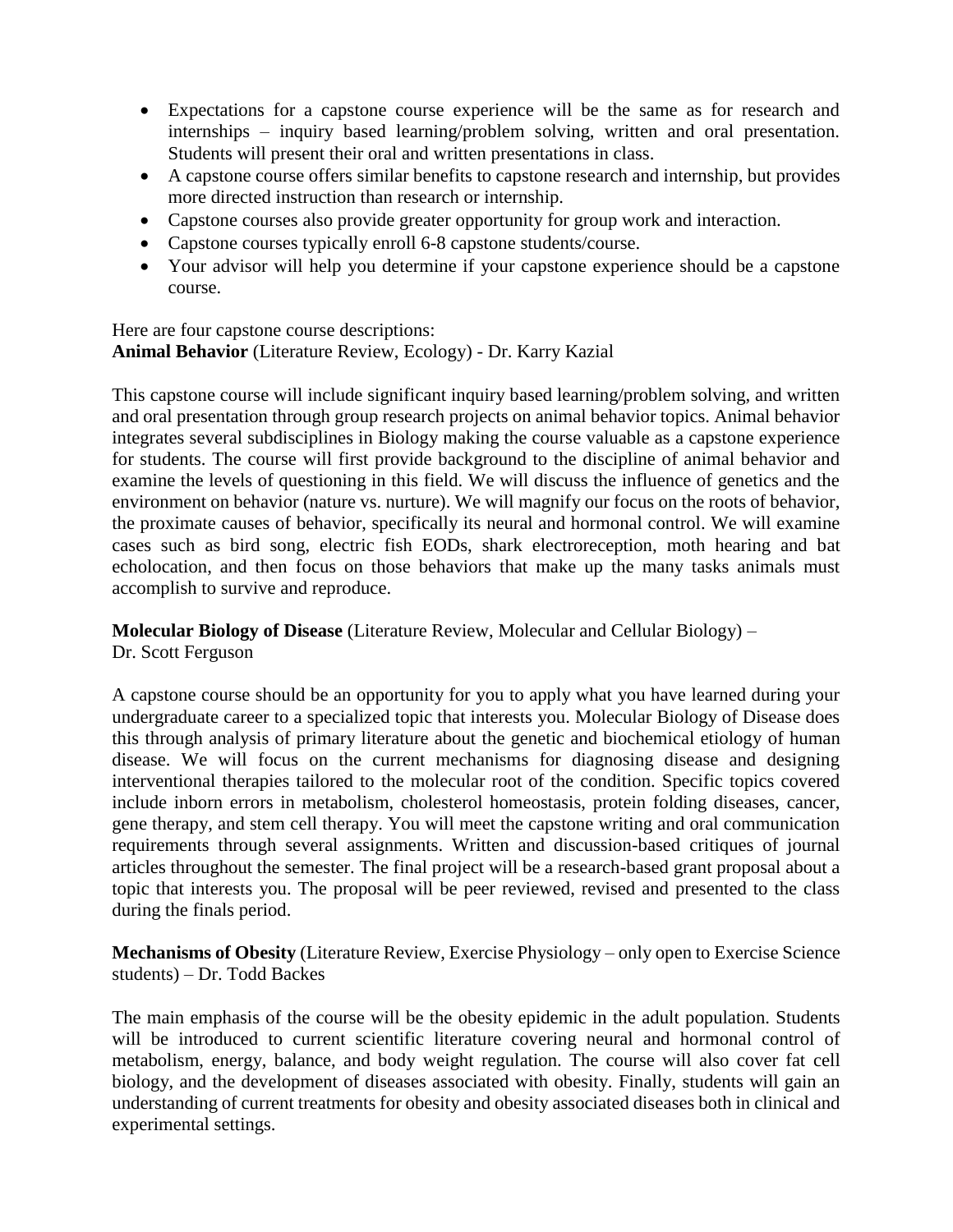- Expectations for a capstone course experience will be the same as for research and internships – inquiry based learning/problem solving, written and oral presentation. Students will present their oral and written presentations in class.
- A capstone course offers similar benefits to capstone research and internship, but provides more directed instruction than research or internship.
- Capstone courses also provide greater opportunity for group work and interaction.
- Capstone courses typically enroll 6-8 capstone students/course.
- Your advisor will help you determine if your capstone experience should be a capstone course.

Here are four capstone course descriptions:

**Animal Behavior** (Literature Review, Ecology) - Dr. Karry Kazial

This capstone course will include significant inquiry based learning/problem solving, and written and oral presentation through group research projects on animal behavior topics. Animal behavior integrates several subdisciplines in Biology making the course valuable as a capstone experience for students. The course will first provide background to the discipline of animal behavior and examine the levels of questioning in this field. We will discuss the influence of genetics and the environment on behavior (nature vs. nurture). We will magnify our focus on the roots of behavior, the proximate causes of behavior, specifically its neural and hormonal control. We will examine cases such as bird song, electric fish EODs, shark electroreception, moth hearing and bat echolocation, and then focus on those behaviors that make up the many tasks animals must accomplish to survive and reproduce.

**Molecular Biology of Disease** (Literature Review, Molecular and Cellular Biology) – Dr. Scott Ferguson

A capstone course should be an opportunity for you to apply what you have learned during your undergraduate career to a specialized topic that interests you. Molecular Biology of Disease does this through analysis of primary literature about the genetic and biochemical etiology of human disease. We will focus on the current mechanisms for diagnosing disease and designing interventional therapies tailored to the molecular root of the condition. Specific topics covered include inborn errors in metabolism, cholesterol homeostasis, protein folding diseases, cancer, gene therapy, and stem cell therapy. You will meet the capstone writing and oral communication requirements through several assignments. Written and discussion-based critiques of journal articles throughout the semester. The final project will be a research-based grant proposal about a topic that interests you. The proposal will be peer reviewed, revised and presented to the class during the finals period.

**Mechanisms of Obesity** (Literature Review, Exercise Physiology – only open to Exercise Science students) – Dr. Todd Backes

The main emphasis of the course will be the obesity epidemic in the adult population. Students will be introduced to current scientific literature covering neural and hormonal control of metabolism, energy, balance, and body weight regulation. The course will also cover fat cell biology, and the development of diseases associated with obesity. Finally, students will gain an understanding of current treatments for obesity and obesity associated diseases both in clinical and experimental settings.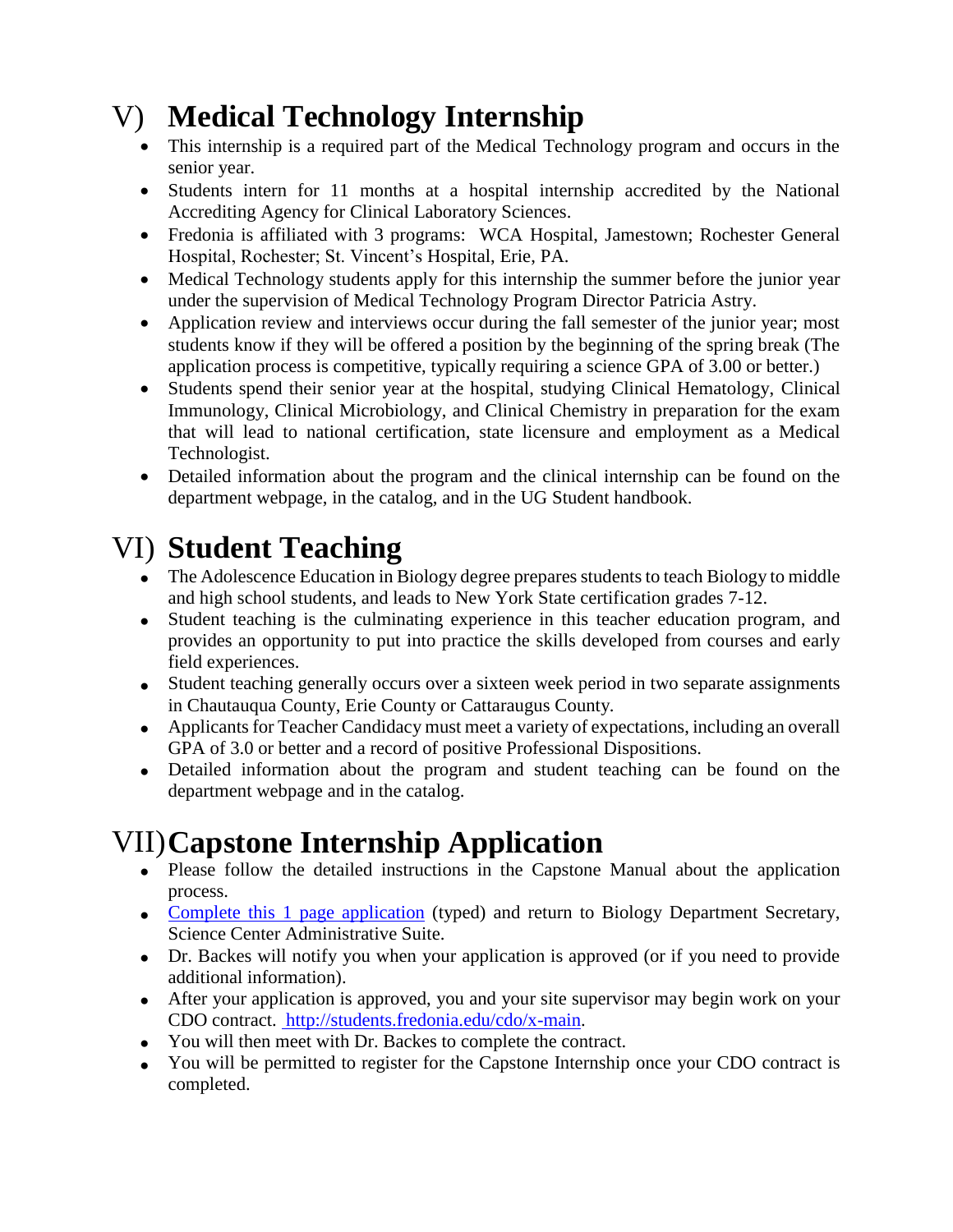# V) Medical Technology Internship

- This internship is a required part of the Medical Technology program and occurs in the senior year.
- Students intern for 11 months at a hospital internship accredited by the National Accrediting Agency for Clinical Laboratory Sciences.
- Fredonia is affiliated with 3 programs: WCA Hospital, Jamestown; Rochester General Hospital, Rochester; St. Vincent's Hospital, Erie, PA.
- Medical Technology students apply for this internship the summer before the junior year under the supervision of Medical Technology Program Director Patricia Astry.
- Application review and interviews occur during the fall semester of the junior year; most students know if they will be offered a position by the beginning of the spring break (The application process is competitive, typically requiring a science GPA of 3.00 or better.)
- Students spend their senior year at the hospital, studying Clinical Hematology, Clinical Immunology, Clinical Microbiology, and Clinical Chemistry in preparation for the exam that will lead to national certification, state licensure and employment as a Medical Technologist.
- Detailed information about the program and the clinical internship can be found on the department webpage, in the catalog, and in the UG Student handbook.

# VI) Student Teaching

- The Adolescence Education in Biology degree prepares students to teach Biology to middle and high school students, and leads to New York State certification grades 7-12.
- Student teaching is the culminating experience in this teacher education program, and provides an opportunity to put into practice the skills developed from courses and early field experiences.
- Student teaching generally occurs over a sixteen week period in two separate assignments in Chautauqua County, Erie County or Cattaraugus County.
- Applicants for Teacher Candidacy must meet a variety of expectations, including an overall GPA of 3.0 or better and a record of positive Professional Dispositions.
- Detailed information about the program and student teaching can be found on the department webpage and in the catalog.

# VII) Capstone Internship Application

- Please follow the detailed instructions in the Capstone Manual about the application process.
- Complete this 1 page application (typed) and return to Biology Department Secretary, Science Center Administrative Suite.
- Dr. Backes will notify you when your application is approved (or if you need to provide additional information).
- After your application is approved, you and your site supervisor may begin work on your CDO contract. http://students.fredonia.edu/cdo/x-main.
- You will then meet with Dr. Backes to complete the contract.
- You will be permitted to register for the Capstone Internship once your CDO contract is completed.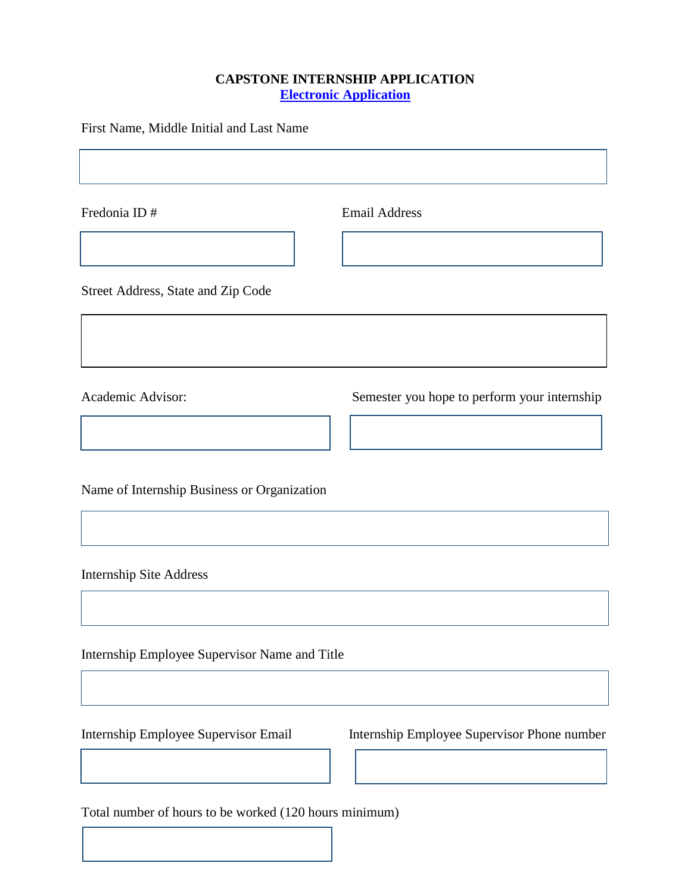**CAPSTONE INTERNSHIP APPLICATION**

**[Electronic Application]**

First Name, Middle Initial and Last Name

Fredonia ID #

Email Address

Street Address, State and Zip Code

Academic Advisor:

Semester you hope to perform your internship

Name of Internship Business or Organization

Internship Site Address

Internship Employee Supervisor Name and Title

Internship Employee Supervisor Email

Internship Employee Supervisor Phone number

Total number of hours to be worked (120 hours minimum)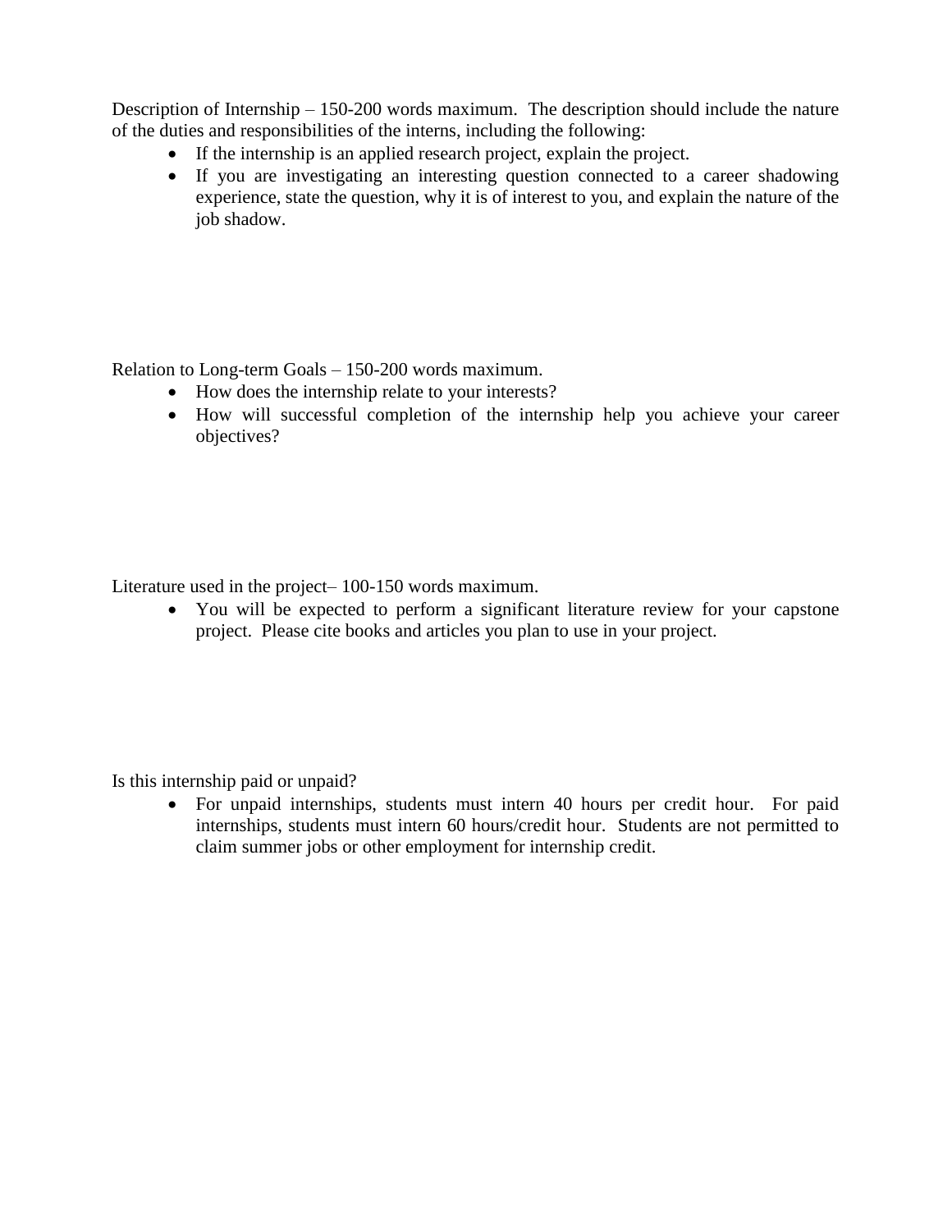Description of Internship – 150-200 words maximum. The description should include the nature of the duties and responsibilities of the interns, including the following:

- If the internship is an applied research project, explain the project.
- If you are investigating an interesting question connected to a career shadowing experience, state the question, why it is of interest to you, and explain the nature of the job shadow.

Relation to Long-term Goals – 150-200 words maximum.

- How does the internship relate to your interests?
- How will successful completion of the internship help you achieve your career objectives?

Literature used in the project– 100-150 words maximum.

- You will be expected to perform a significant literature review for your capstone project. Please cite books and articles you plan to use in your project.

Is this internship paid or unpaid?

- For unpaid internships, students must intern 40 hours per credit hour. For paid internships, students must intern 60 hours/credit hour. Students are not permitted to claim summer jobs or other employment for internship credit.